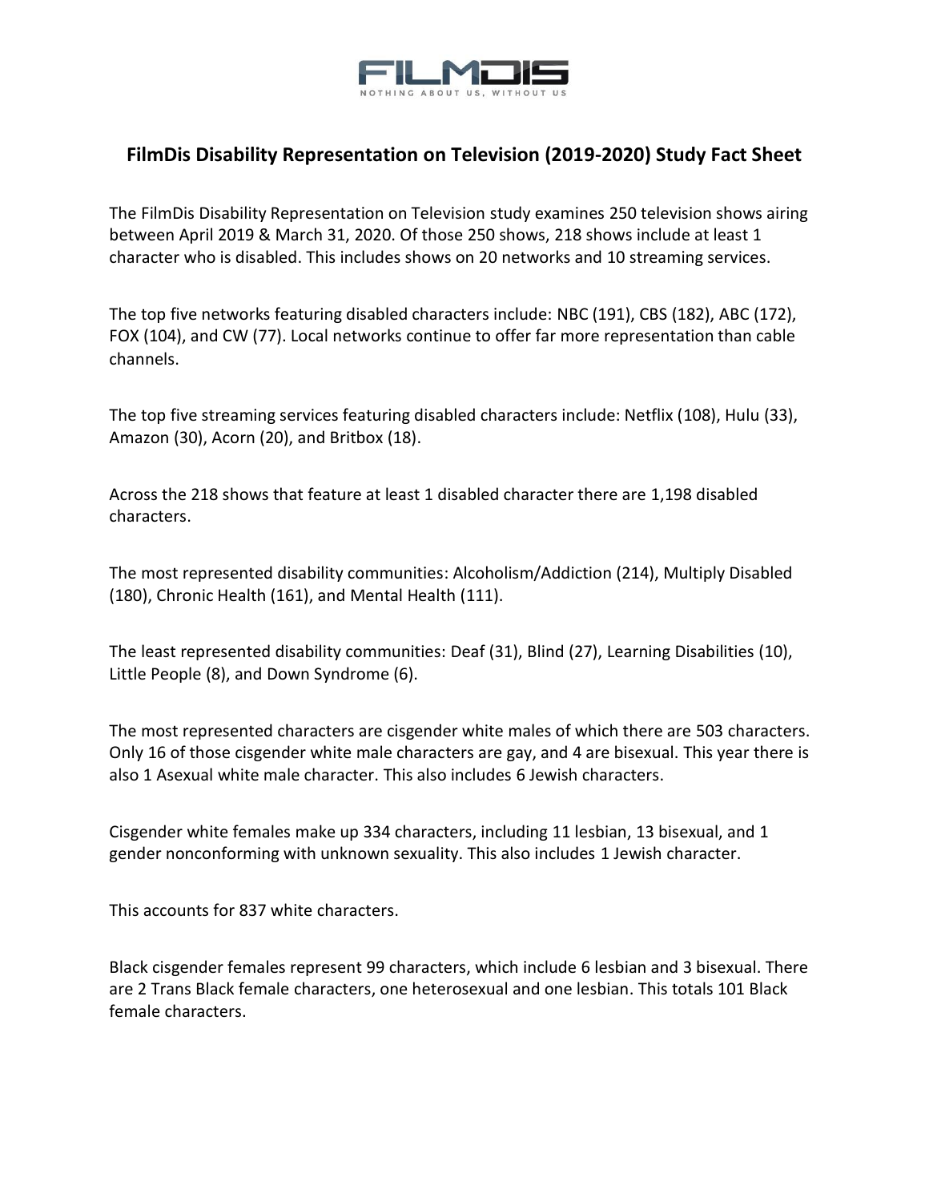FILMDIS

NOTHING ABOUT US, WITHOUT US

## FilmDis Disability Representation on Television (2019-2020) Study Fact Sheet

The FilmDis Disability Representation on Television study examines 250 television shows airing between April 2019 & March 31, 2020. Of those 250 shows, 218 shows include at least 1 character who is disabled. This includes shows on 20 networks and 10 streaming services.

The top five networks featuring disabled characters include: NBC (191), CBS (182), ABC (172), FOX (104), and CW (77). Local networks continue to offer far more representation than cable channels.

The top five streaming services featuring disabled characters include: Netflix (108), Hulu (33), Amazon (30), Acorn (20), and Britbox (18).

Across the 218 shows that feature at least 1 disabled character there are 1,198 disabled characters.

The most represented disability communities: Alcoholism/Addiction (214), Multiply Disabled (180), Chronic Health (161), and Mental Health (111).

The least represented disability communities: Deaf (31), Blind (27), Learning Disabilities (10), Little People (8), and Down Syndrome (6).

The most represented characters are cisgender white males of which there are 503 characters. Only 16 of those cisgender white male characters are gay, and 4 are bisexual. This year there is also 1 Asexual white male character. This also includes 6 Jewish characters.

Cisgender white females make up 334 characters, including 11 lesbian, 13 bisexual, and 1 gender nonconforming with unknown sexuality. This also includes 1 Jewish character.

This accounts for 837 white characters.

Black cisgender females represent 99 characters, which include 6 lesbian and 3 bisexual. There are 2 Trans Black female characters, one heterosexual and one lesbian. This totals 101 Black female characters.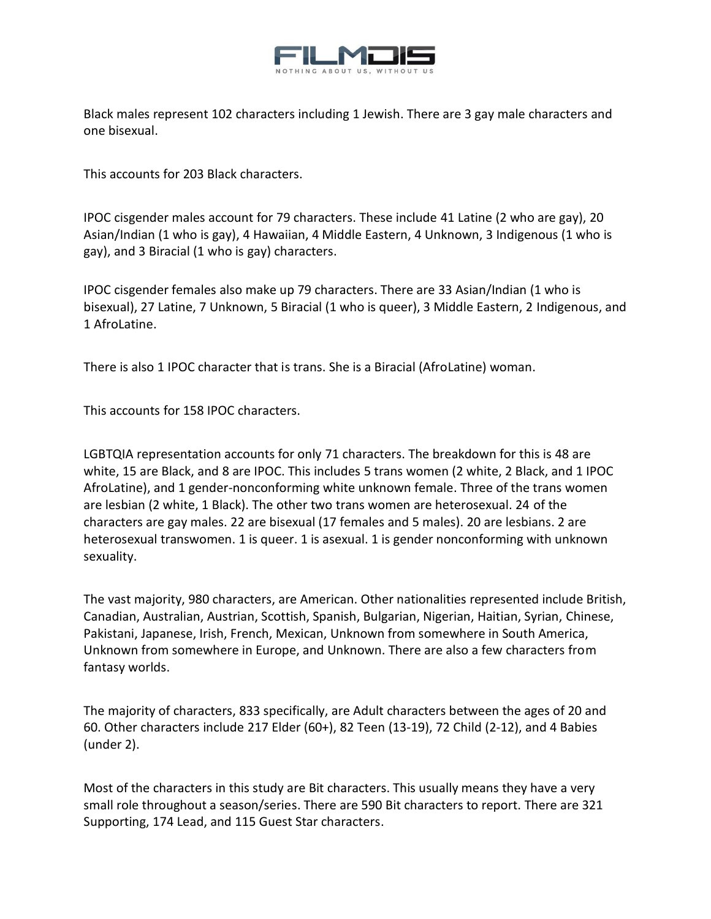Black males represent 102 characters including 1 Jewish. There are 3 gay male characters and one bisexual.

This accounts for 203 Black characters.

IPOC cisgender males account for 79 characters. These include 41 Latine (2 who are gay), 20 Asian/Indian (1 who is gay), 4 Hawaiian, 4 Middle Eastern, 4 Unknown, 3 Indigenous (1 who is gay), and 3 Biracial (1 who is gay) characters.

IPOC cisgender females also make up 79 characters. There are 33 Asian/Indian (1 who is bisexual), 27 Latine, 7 Unknown, 5 Biracial (1 who is queer), 3 Middle Eastern, 2 Indigenous, and 1 AfroLatine.

There is also 1 IPOC character that is trans. She is a Biracial (AfroLatine) woman.

This accounts for 158 IPOC characters.

LGBTQIA representation accounts for only 71 characters. The breakdown for this is 48 are white, 15 are Black, and 8 are IPOC. This includes 5 trans women (2 white, 2 Black, and 1 IPOC AfroLatine), and 1 gender-nonconforming white unknown female. Three of the trans women are lesbian (2 white, 1 Black). The other two trans women are heterosexual. 24 of the characters are gay males. 22 are bisexual (17 females and 5 males). 20 are lesbians. 2 are heterosexual transwomen. 1 is queer. 1 is asexual. 1 is gender nonconforming with unknown sexuality.

The vast majority, 980 characters, are American. Other nationalities represented include British, Canadian, Australian, Austrian, Scottish, Spanish, Bulgarian, Nigerian, Haitian, Syrian, Chinese, Pakistani, Japanese, Irish, French, Mexican, Unknown from somewhere in South America, Unknown from somewhere in Europe, and Unknown. There are also a few characters from fantasy worlds.

The majority of characters, 833 specifically, are Adult characters between the ages of 20 and 60. Other characters include 217 Elder (60+), 82 Teen (13-19), 72 Child (2-12), and 4 Babies (under 2).

Most of the characters in this study are Bit characters. This usually means they have a very small role throughout a season/series. There are 590 Bit characters to report. There are 321 Supporting, 174 Lead, and 115 Guest Star characters.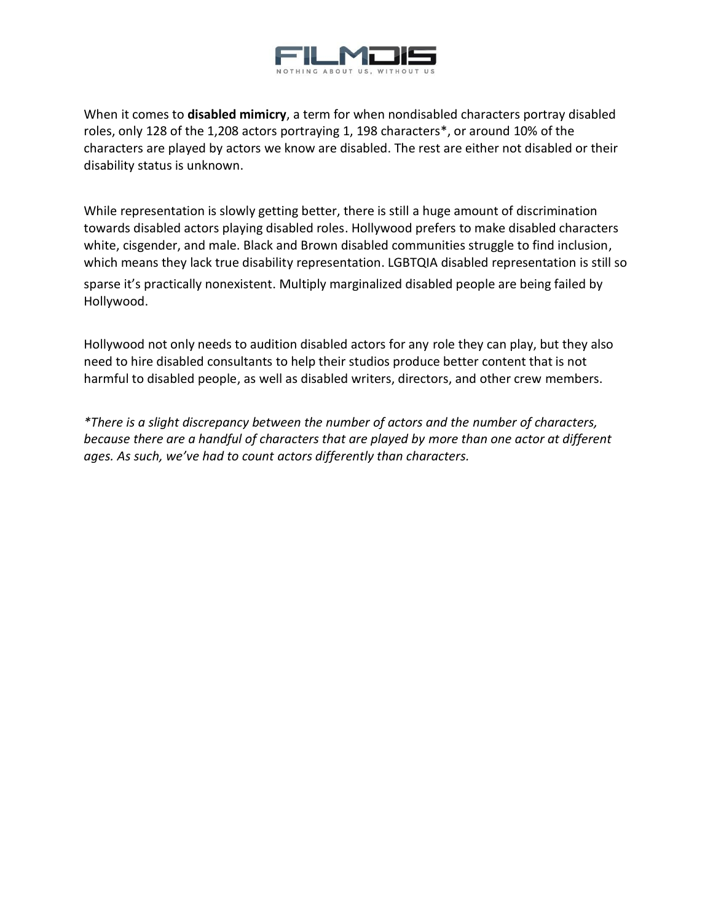When it comes to **disabled mimicry**, a term for when nondisabled characters portray disabled roles, only 128 of the 1,208 actors portraying 1, 198 characters*, or around 10% of the characters are played by actors we know are disabled. The rest are either not disabled or their disability status is unknown.

While representation is slowly getting better, there is still a huge amount of discrimination towards disabled actors playing disabled roles. Hollywood prefers to make disabled characters white, cisgender, and male. Black and Brown disabled communities struggle to find inclusion, which means they lack true disability representation. LGBTQIA disabled representation is still so sparse it's practically nonexistent. Multiply marginalized disabled people are being failed by Hollywood.

Hollywood not only needs to audition disabled actors for any role they can play, but they also need to hire disabled consultants to help their studios produce better content that is not harmful to disabled people, as well as disabled writers, directors, and other crew members.

*\*There is a slight discrepancy between the number of actors and the number of characters, because there are a handful of characters that are played by more than one actor at different ages. As such, we've had to count actors differently than characters.*